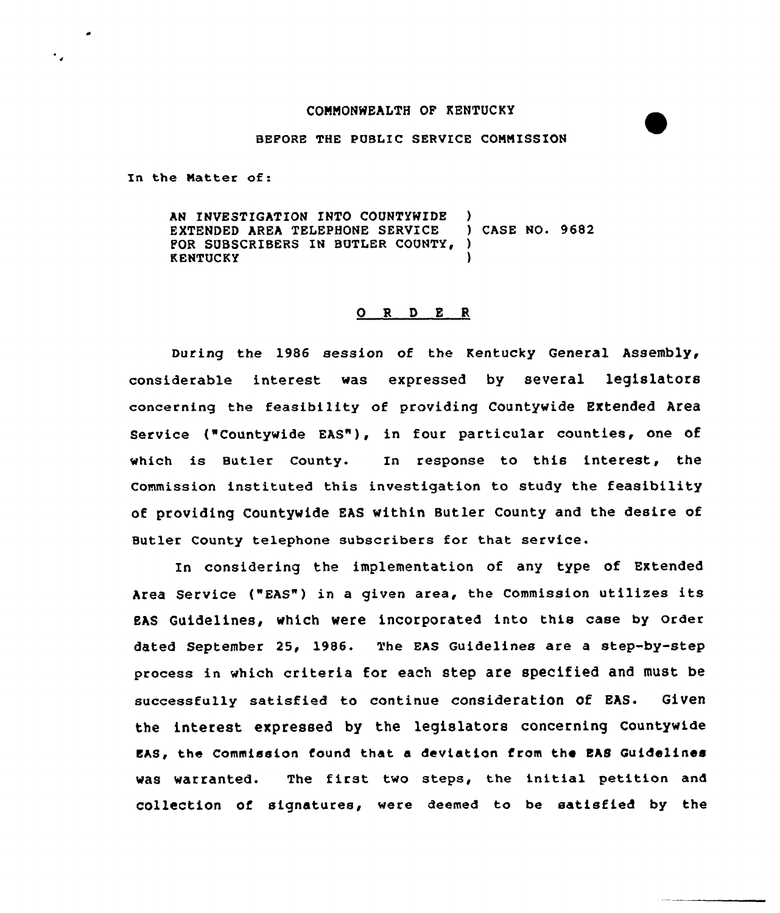COMMONWEALTH OF KENTUCKY

BEFORE THE PUBLIC SERVICE COMMISSION

In the Matter of:

AN INVESTIGATION INTO COUNTYWIDE )
EXTENDED AREA TELEPHONE SERVICE ) CASE NO. 9682
FOR SUBSCRIBERS IN BUTLER COUNTY, )
KENTUCKY )

# O R D E R

During the 1986 session of the Kentucky General Assembly, considerable interest was expressed by several legislators concerning the feasibility of providing Countywide Extended Area Service ("Countywide EAS"), in four particular counties, one of which is Butler County. In response to this interest, the Commission instituted this investigation to study the feasibility of providing Countywide EAS within Butler County and the desire of Butler County telephone subscribers for that service.

In considering the implementation of any type of Extended Area Service ("EAS") in a given area, the Commission utilizes its EAS Guidelines, which were incorporated into this case by Order dated September 25, 1986. The EAS Guidelines are a step-by-step process in which criteria for each step are specified and must be successfully satisfied to continue consideration of EAS. Given the interest expressed by the legislators concerning Countywide EAS, the Commission found that a deviation from the EAS Guidelines was warranted. The first two steps, the initial petition and collection of signatures, were deemed to be satisfied by the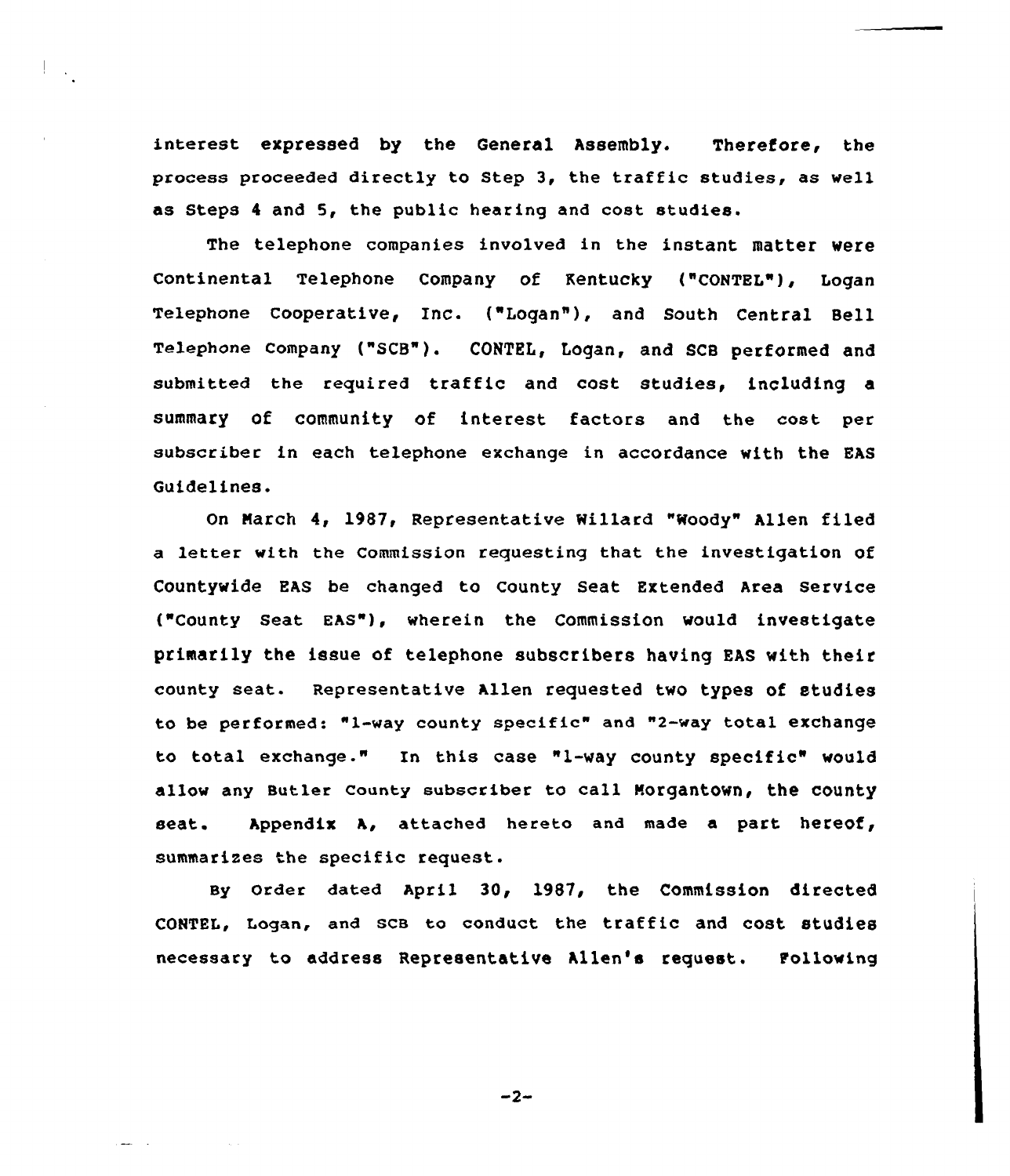interest expressed by the General Assembly. Therefore, the process proceeded directly to Step 3, the traffic studies, as well as Steps 4 and 5, the public hearing and cost studies.

The telephone companies involved in the instant matter were Continental Telephone Company of Kentucky ("CONTEL"), Logan Telephone Cooperative, Inc. ("Logan"), and South Central Bell Telephone Company ("SCB"). CONTEL, Logan, and SCB performed and submitted the required traffic and cost studies, including a summary of community of interest factors and the cost per subscriber in each telephone exchange in accordance with the EAS Guidelines.

On March 4, 1987, Representative Willard "Woody" Allen filed a letter with the Commission requesting that the investigation of Countywide EAS be changed to County Seat Extended Area Service ("County Seat EAS"), wherein the Commission would investigate primarily the issue of telephone subscribers having EAS with their county seat. Representative Allen requested two types of studies to be performed: "1-way county specific" and "2-way total exchange to total exchange." In this case "1-way county specific" would allow any Butler County subscriber to call Morgantown, the county seat. Appendix A, attached hereto and made a part hereof, summarizes the specific request.

By Order dated April 30, 1987, the Commission directed CONTEL, Logan, and SCB to conduct the traffic and cost studies necessary to address Representative Allen's request. Following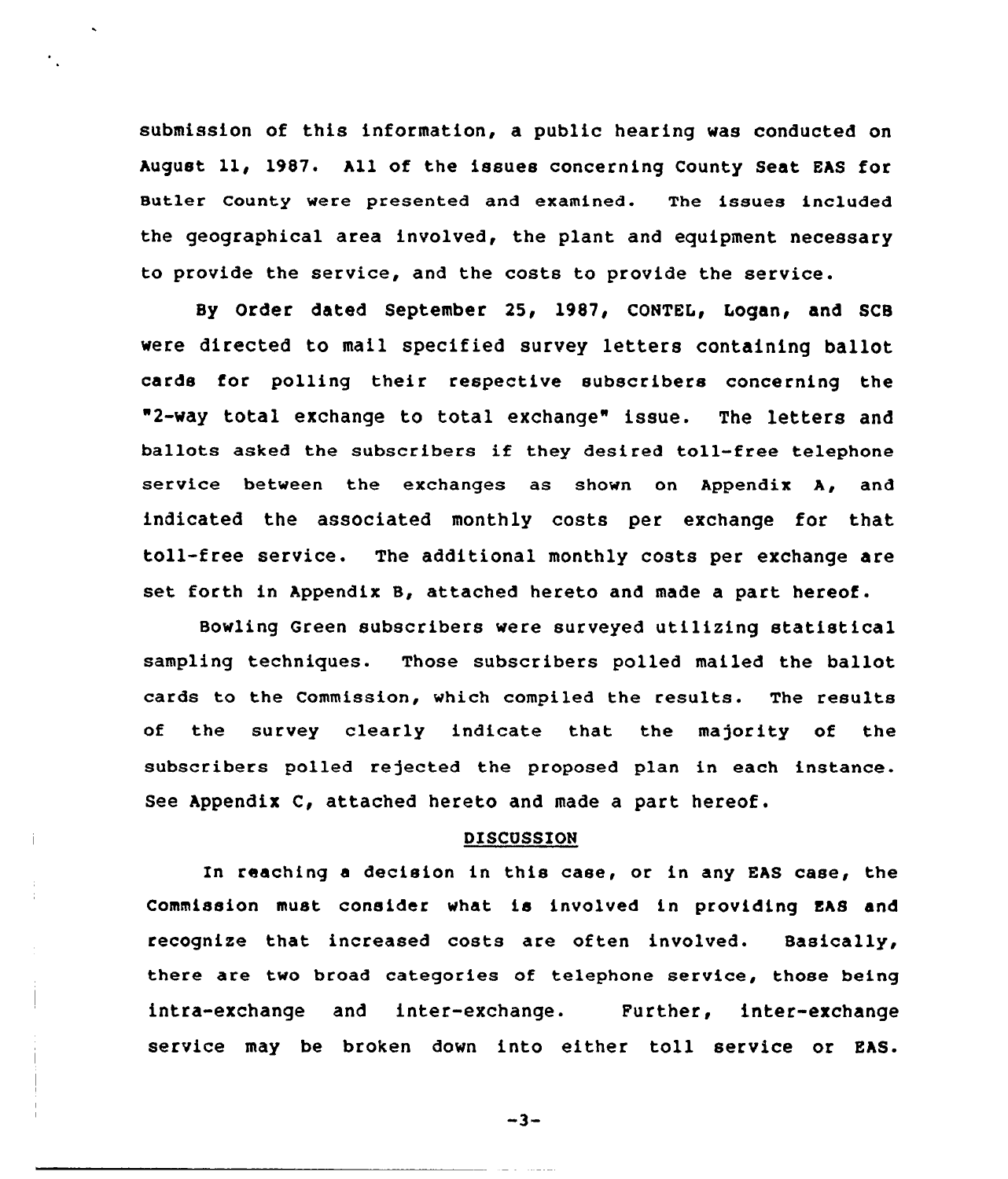submission of this information, a public hearing was conducted on August 11, 1987. All of the issues concerning County Seat EAS for Butler County were presented and examined. The issues included the geographical area involved, the plant and equipment necessary to provide the service, and the costs to provide the service.

By Order dated September 25, 1987, CONTEL, Logan, and SCB were directed to mail specified survey letters containing ballot cards for polling their respective subscribers concerning the "2-way total exchange to total exchange" issue. The letters and ballots asked the subscribers if they desired toll-free telephone service between the exchanges as shown on Appendix A, and indicated the associated monthly costs per exchange for that toll-free service. The additional monthly costs per exchange are set forth in Appendix B, attached hereto and made a part hereof.

Bowling Green subscribers were surveyed utilizing statistical sampling techniques. Those subscribers polled mailed the ballot cards to the Commission, which compiled the results. The results of the survey clearly indicate that the majority of the subscribers polled rejected the proposed plan in each instance. See Appendix C, attached hereto and made a part hereof.

## DISCUSSION

In reaching a decision in this case, or in any EAS case, the Commission must consider what is involved in providing EAS and recognize that increased costs are often involved. Basically, there are two broad categories of telephone service, those being intra-exchange and inter-exchange. Further, inter-exchange service may be broken down into either toll service or EAS.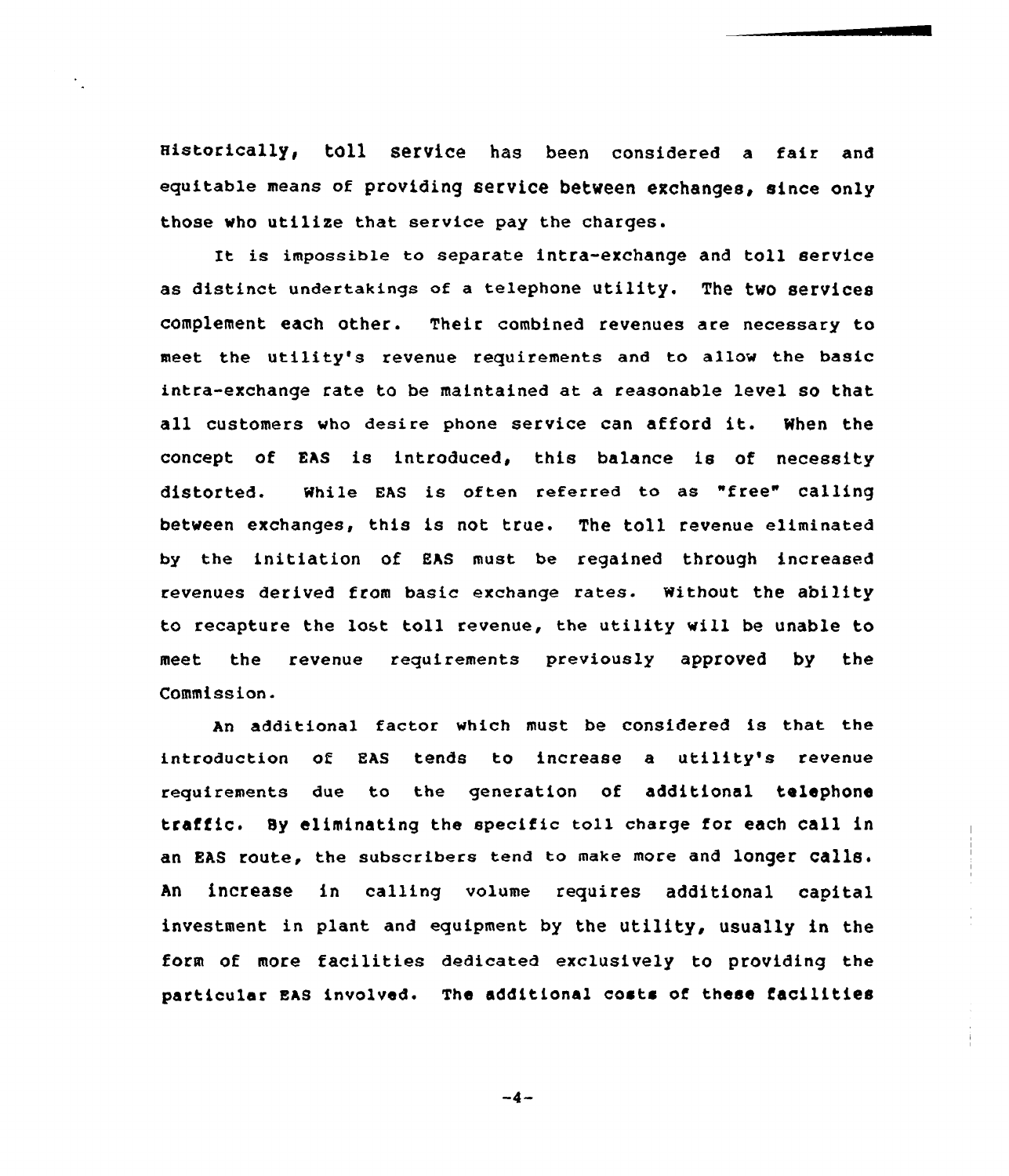Historically, toll service has been considered a fair and equitable means of providing service between exchanges, since only those who utilize that service pay the charges.

It is impossible to separate intra-exchange and toll service as distinct undertakings of a telephone utility. The two services complement each other. Their combined revenues are necessary to meet the utility's revenue requirements and to allow the basic intra-exchange rate to be maintained at a reasonable level so that all customers who desire phone service can afford it. When the concept of EAS is introduced, this balance is of necessity distorted. While EAS is often referred to as "free" calling between exchanges, this is not true. The toll revenue eliminated by the initiation of EAS must be regained through increased revenues derived from basic exchange rates. Without the ability to recapture the lost toll revenue, the utility will be unable to meet the revenue requirements previously approved by the Commission.

An additional factor which must be considered is that the introduction of EAS tends to increase a utility's revenue requirements due to the generation of additional telephone traffic. By eliminating the specific toll charge for each call in an EAS route, the subscribers tend to make more and longer calls. An increase in calling volume requires additional capital investment in plant and equipment by the utility, usually in the form of more facilities dedicated exclusively to providing the particular EAS involved. The additional costs of these facilities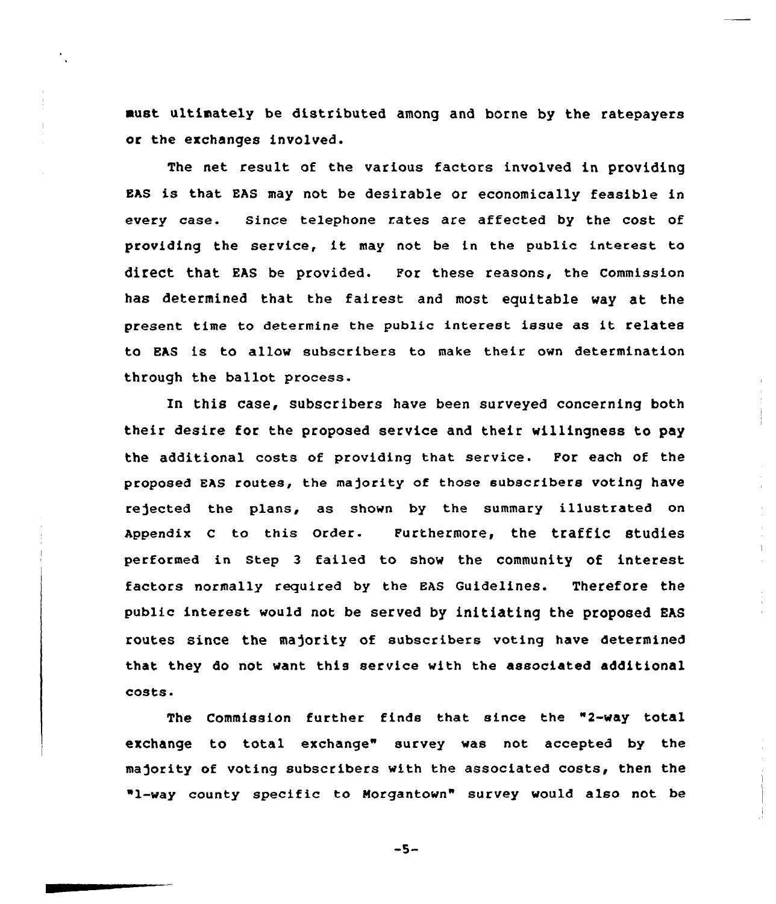must ultimately be distributed among and borne by the ratepayers or the exchanges involved.

The net result of the various factors involved in providing EAS is that EAS may not be desirable or economically feasible in every case. Since telephone rates are affected by the cost of providing the service, it may not be in the public interest to direct that EAS be provided. For these reasons, the Commission has determined that the fairest and most equitable way at the present time to determine the public interest issue as it relates to EAS is to allow subscribers to make their own determination through the ballot process.

In this case, subscribers have been surveyed concerning both their desire for the proposed service and their willingness to pay the additional costs of providing that service. For each of the proposed EAS routes, the majority of those subscribers voting have rejected the plans, as shown by the summary illustrated on Appendix C to this Order. Furthermore, the traffic studies performed in Step 3 failed to show the community of interest factors normally required by the EAS Guidelines. Therefore the public interest would not be served by initiating the proposed EAS routes since the majority of subscribers voting have determined that they do not want this service with the associated additional costs.

The Commission further finds that since the "2-way total exchange to total exchange" survey was not accepted by the majority of voting subscribers with the associated costs, then the "1-way county specific to Morgantown" survey would also not be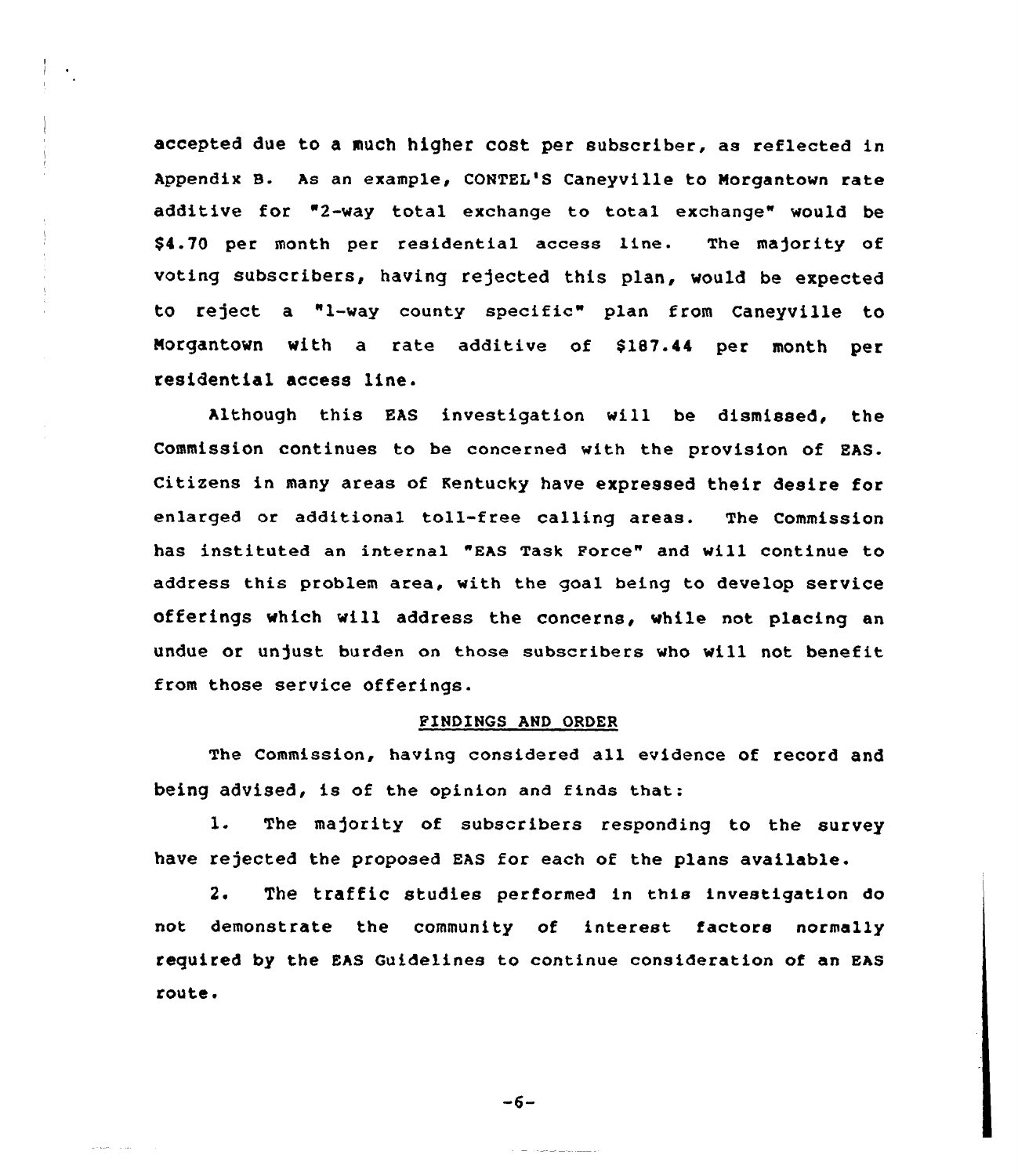accepted due to a much higher cost per subscriber, as reflected in Appendix B. As an example, CONTEL'S Caneyville to Morgantown rate additive for "2-way total exchange to total exchange" would be $4.70 per month per residential access line. The majority of voting subscribers, having rejected this plan, would be expected to reject a "1-way county specific" plan from Caneyville to Morgantown with a rate additive of $187.44 per month per residential access line.

Although this EAS investigation will be dismissed, the Commission continues to be concerned with the provision of EAS. Citizens in many areas of Kentucky have expressed their desire for enlarged or additional toll-free calling areas. The Commission has instituted an internal "EAS Task Force" and will continue to address this problem area, with the goal being to develop service offerings which will address the concerns, while not placing an undue or unjust burden on those subscribers who will not benefit from those service offerings.

## FINDINGS AND ORDER

The Commission, having considered all evidence of record and being advised, is of the opinion and finds that:

1. The majority of subscribers responding to the survey have rejected the proposed EAS for each of the plans available.

2. The traffic studies performed in this investigation do not demonstrate the community of interest factors normally required by the EAS Guidelines to continue consideration of an EAS route.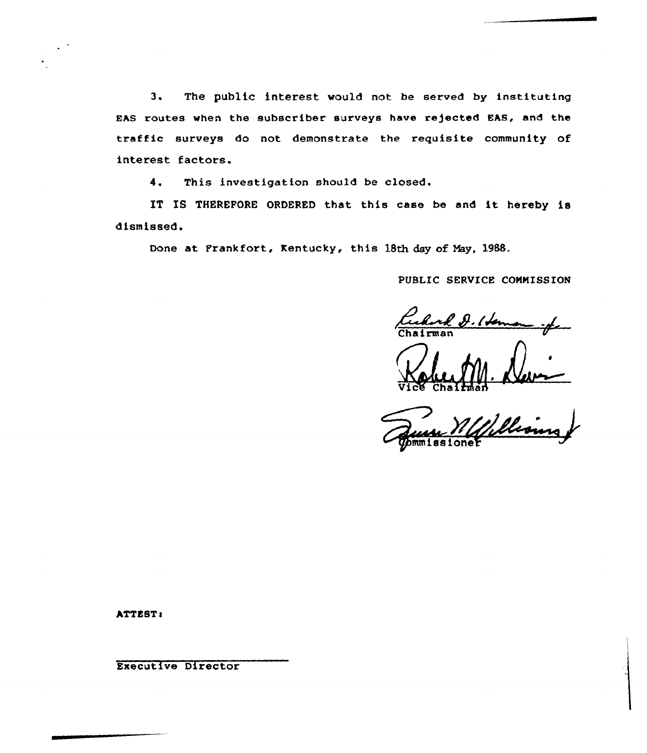3. The public interest would not be served by instituting EAS routes when the subscriber surveys have rejected EAS, and the traffic surveys do not demonstrate the requisite community of interest factors.

4. This investigation should be closed.

IT IS THEREFORE ORDERED that this case be and it hereby is dismissed.

Done at Frankfort, Kentucky, this 18th day of May, 1988.

PUBLIC SERVICE COMMISSION

Chairman

Vice Chairman

Commissioner

ATTEST:

Executive Director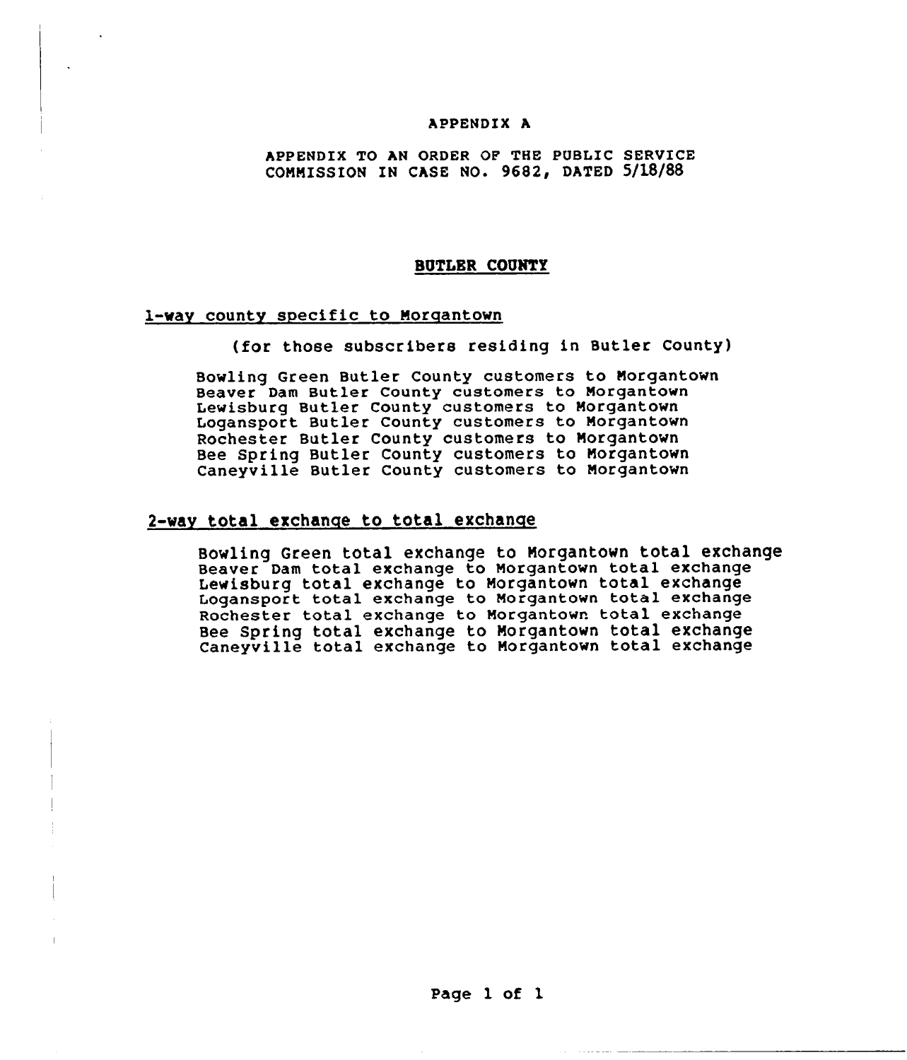# APPENDIX A

APPENDIX TO AN ORDER OF THE PUBLIC SERVICE COMMISSION IN CASE NO. 9682, DATED 5/18/88

## BUTLER COUNTY

### 1-way county specific to Morgantown

(for those subscribers residing in Butler County)

Bowling Green Butler County customers to Morgantown
Beaver Dam Butler County customers to Morgantown
Lewisburg Butler County customers to Morgantown
Logansport Butler County customers to Morgantown
Rochester Butler County customers to Morgantown
Bee Spring Butler County customers to Morgantown
Caneyville Butler County customers to Morgantown

### 2-way total exchange to total exchange

Bowling Green total exchange to Morgantown total exchange
Beaver Dam total exchange to Morgantown total exchange
Lewisburg total exchange to Morgantown total exchange
Logansport total exchange to Morgantown total exchange
Rochester total exchange to Morgantown total exchange
Bee Spring total exchange to Morgantown total exchange
Caneyville total exchange to Morgantown total exchange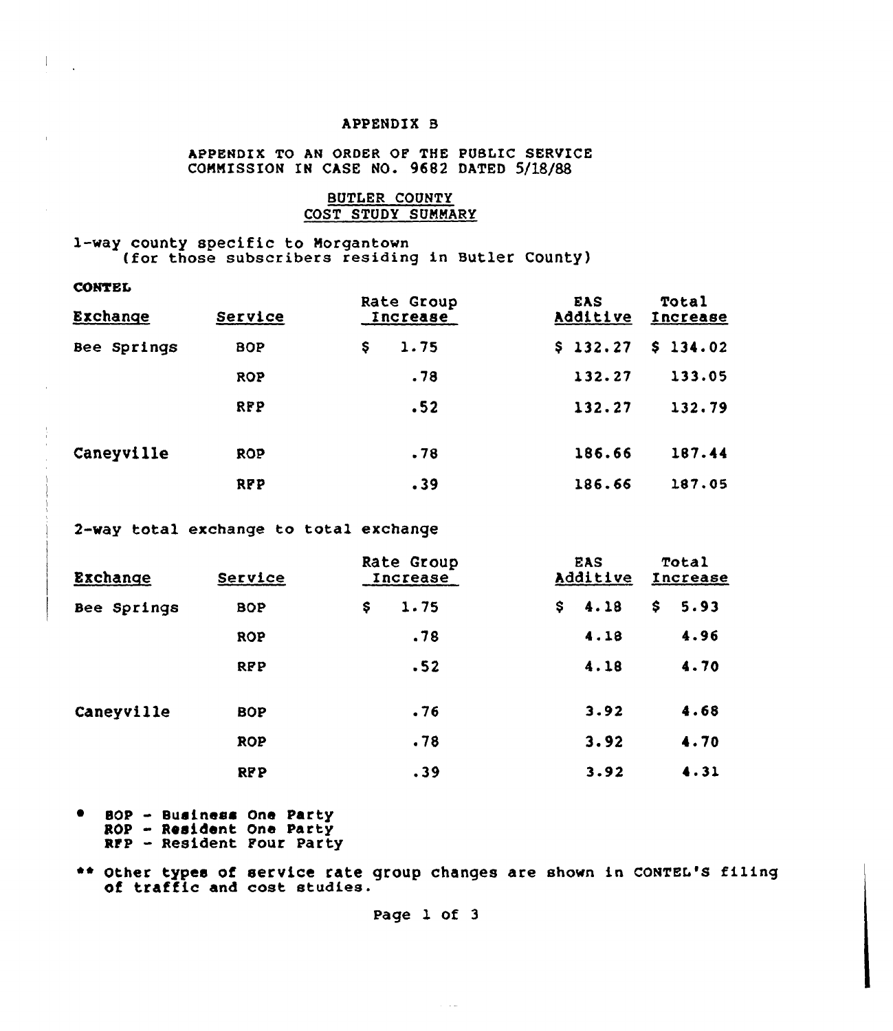APPENDIX B

APPENDIX TO AN ORDER OF THE PUBLIC SERVICE COMMISSION IN CASE NO. 9682 DATED 5/18/88

## BUTLER COUNTY
## COST STUDY SUMMARY

1-way county specific to Morgantown
(for those subscribers residing in Butler County)

**CONTEL**

| Exchange | Service | Rate Group Increase | EAS Additive | Total Increase |
|---|---|---|---|---|
| Bee Springs | BOP | $ 1.75 | $ 132.27 | $ 134.02 |
| | ROP | .78 | 132.27 | 133.05 |
| | RFP | .52 | 132.27 | 132.79 |
| Caneyville | ROP | .78 | 186.66 | 187.44 |
| | RFP | .39 | 186.66 | 187.05 |

2-way total exchange to total exchange

| Exchange | Service | Rate Group Increase | EAS Additive | Total Increase |
|---|---|---|---|---|
| Bee Springs | BOP | $ 1.75 | $ 4.18 | $ 5.93 |
| | ROP | .78 | 4.18 | 4.96 |
| | RFP | .52 | 4.18 | 4.70 |
| Caneyville | BOP | .76 | 3.92 | 4.68 |
| | ROP | .78 | 3.92 | 4.70 |
| | RFP | .39 | 3.92 | 4.31 |

\* BOP - Business One Party
ROP - Resident One Party
RFP - Resident Four Party

\*\* Other types of service rate group changes are shown in CONTEL'S filing of traffic and cost studies.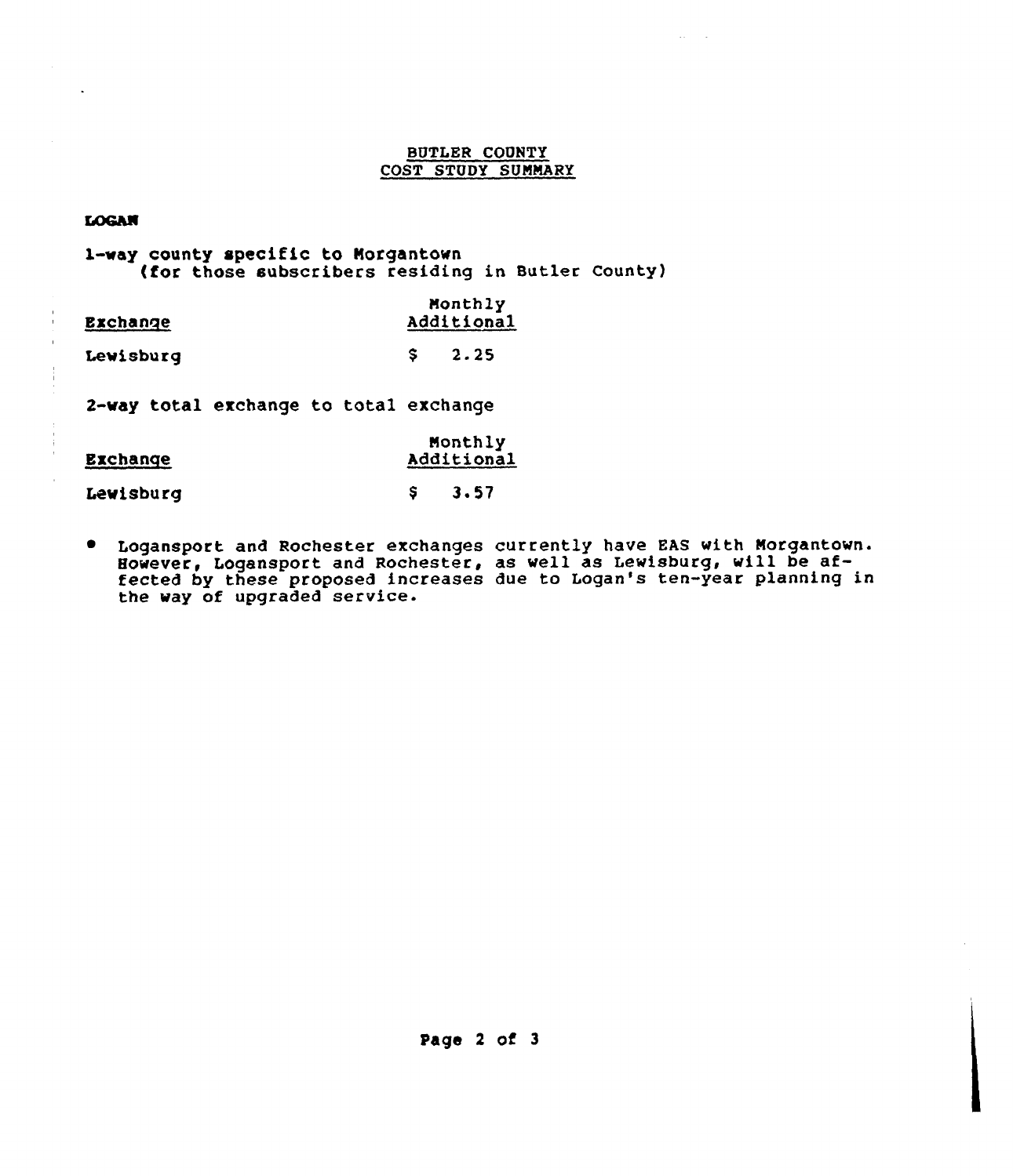# BUTLER COUNTY
## COST STUDY SUMMARY

**LOGAN**

1-way county specific to Morgantown
(for those subscribers residing in Butler County)

| Exchange | Monthly Additional |
|---|---|
| Lewisburg | $ 2.25 |

2-way total exchange to total exchange

| Exchange | Monthly Additional |
|---|---|
| Lewisburg | $ 3.57 |

- Logansport and Rochester exchanges currently have EAS with Morgantown. However, Logansport and Rochester, as well as Lewisburg, will be affected by these proposed increases due to Logan's ten-year planning in the way of upgraded service.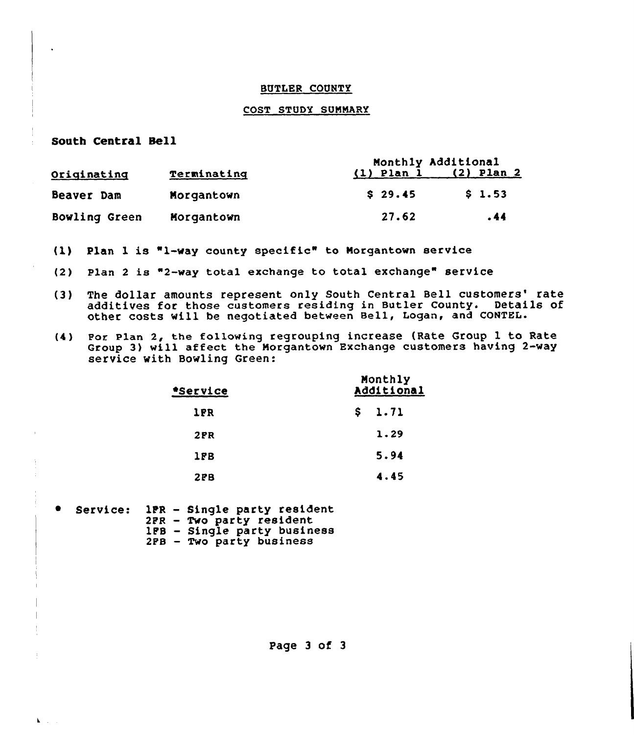## BUTLER COUNTY

## COST STUDY SUMMARY

**South Central Bell**

| Originating | Terminating | Monthly Additional (1) Plan 1 | Monthly Additional (2) Plan 2 |
|---|---|---|---|
| Beaver Dam | Morgantown | $ 29.45 | $ 1.53 |
| Bowling Green | Morgantown | 27.62 | .44 |

(1) Plan 1 is "1-way county specific" to Morgantown service

(2) Plan 2 is "2-way total exchange to total exchange" service

(3) The dollar amounts represent only South Central Bell customers' rate additives for those customers residing in Butler County. Details of other costs will be negotiated between Bell, Logan, and CONTEL.

(4) For Plan 2, the following regrouping increase (Rate Group 1 to Rate Group 3) will affect the Morgantown Exchange customers having 2-way service with Bowling Green:

| *Service | Monthly Additional |
|---|---|
| 1FR | $ 1.71 |
| 2FR | 1.29 |
| 1FB | 5.94 |
| 2FB | 4.45 |

* Service: 1FR - Single party resident
  2FR - Two party resident
  1FB - Single party business
  2FB - Two party business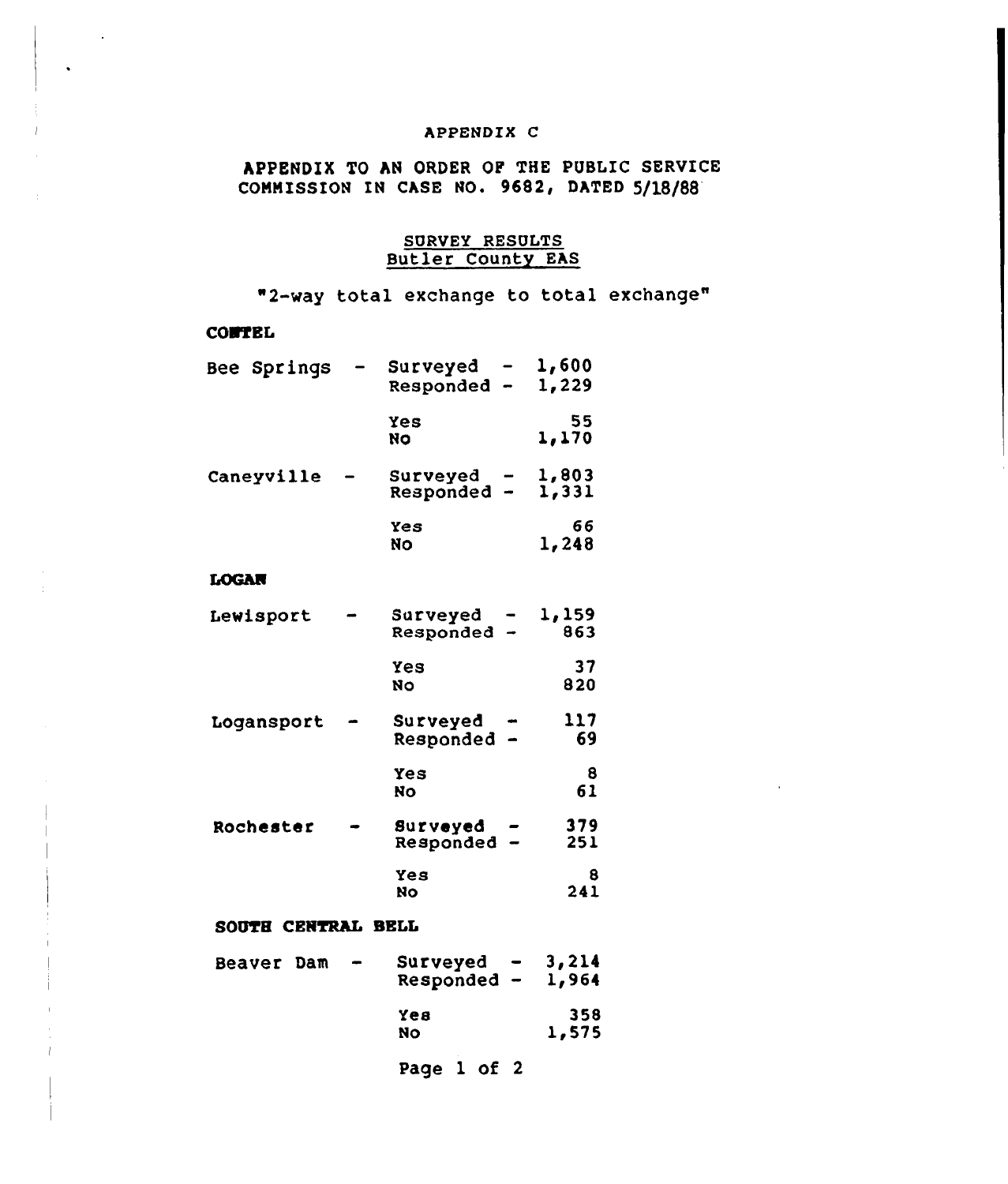APPENDIX C

APPENDIX TO AN ORDER OF THE PUBLIC SERVICE COMMISSION IN CASE NO. 9682, DATED 5/18/88

SURVEY RESULTS
Butler County EAS

"2-way total exchange to total exchange"

**CONTEL**

| | | |
|---|---|---|
| Bee Springs - | Surveyed - | 1,600 |
| | Responded - | 1,229 |
| | Yes | 55 |
| | No | 1,170 |
| Caneyville - | Surveyed - | 1,803 |
| | Responded - | 1,331 |
| | Yes | 66 |
| | No | 1,248 |

**LOGAN**

| | | |
|---|---|---|
| Lewisport - | Surveyed - | 1,159 |
| | Responded - | 863 |
| | Yes | 37 |
| | No | 820 |
| Logansport - | Surveyed - | 117 |
| | Responded - | 69 |
| | Yes | 8 |
| | No | 61 |
| Rochester - | Surveyed - | 379 |
| | Responded - | 251 |
| | Yes | 8 |
| | No | 241 |

**SOUTH CENTRAL BELL**

| | | |
|---|---|---|
| Beaver Dam - | Surveyed - | 3,214 |
| | Responded - | 1,964 |
| | Yes | 358 |
| | No | 1,575 |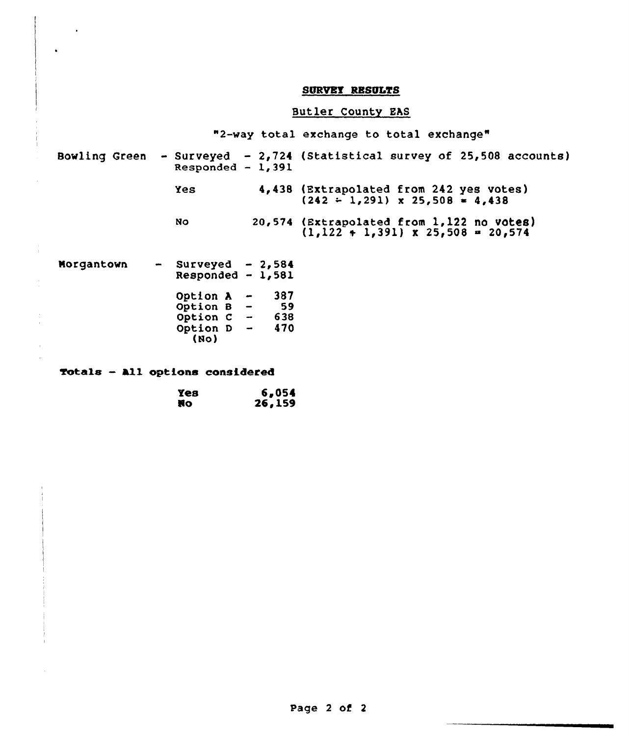## SURVEY RESULTS

Butler County EAS

"2-way total exchange to total exchange"

Bowling Green - Surveyed - 2,724 (Statistical survey of 25,508 accounts)
Responded - 1,391

Yes 4,438 (Extrapolated from 242 yes votes)
$(242 \div 1,291) \times 25,508 = 4,438$

No 20,574 (Extrapolated from 1,122 no votes)
$(1,122 \div 1,391) \times 25,508 = 20,574$

Morgantown - Surveyed - 2,584
Responded - 1,581

| | | |
|---|---|---|
| Option A | - | 387 |
| Option B | - | 59 |
| Option C | - | 638 |
| Option D (No) | - | 470 |

**Totals - All options considered**

| | |
|---|---|
| **Yes** | **6,054** |
| **No** | **26,159** |